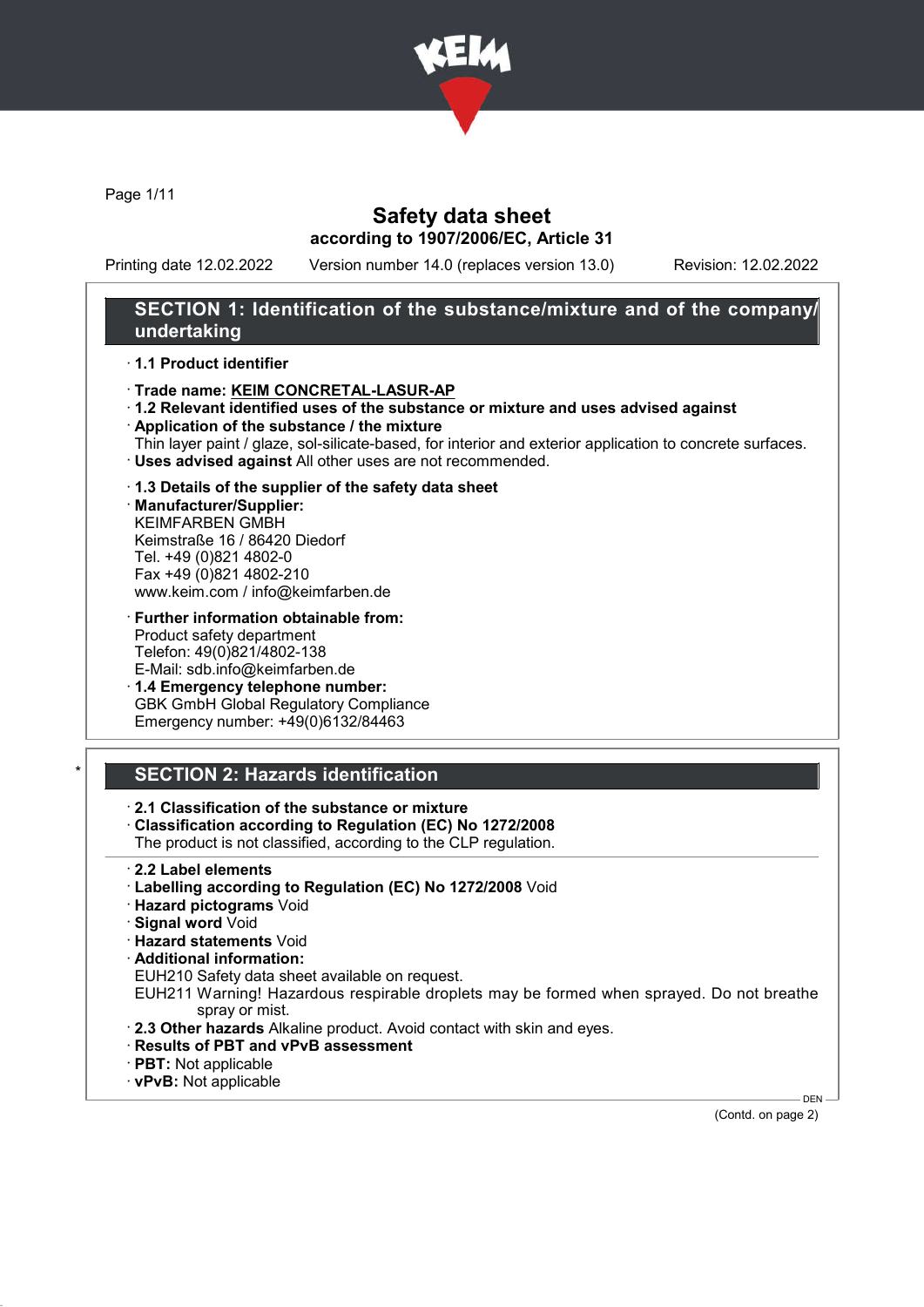# Safety data sheet

**according to 1907/2006/EC, Article 31**

Printing date 12.02.2022 Version number 14.0 (replaces version 13.0) Revision: 12.02.2022

## SECTION 1: Identification of the substance/mixture and of the company/undertaking

· **1.1 Product identifier**

· **Trade name:** **KEIM CONCRETAL-LASUR-AP**

· **1.2 Relevant identified uses of the substance or mixture and uses advised against**

· **Application of the substance / the mixture**
Thin layer paint / glaze, sol-silicate-based, for interior and exterior application to concrete surfaces.

· **Uses advised against** All other uses are not recommended.

· **1.3 Details of the supplier of the safety data sheet**

· **Manufacturer/Supplier:**
KEIMFARBEN GMBH
Keimstraße 16 / 86420 Diedorf
Tel. +49 (0)821 4802-0
Fax +49 (0)821 4802-210
www.keim.com / info@keimfarben.de

· **Further information obtainable from:**
Product safety department
Telefon: 49(0)821/4802-138
E-Mail: sdb.info@keimfarben.de

· **1.4 Emergency telephone number:**
GBK GmbH Global Regulatory Compliance
Emergency number: +49(0)6132/84463

## * SECTION 2: Hazards identification

· **2.1 Classification of the substance or mixture**

· **Classification according to Regulation (EC) No 1272/2008**
The product is not classified, according to the CLP regulation.

· **2.2 Label elements**

· **Labelling according to Regulation (EC) No 1272/2008** Void

· **Hazard pictograms** Void

· **Signal word** Void

· **Hazard statements** Void

· **Additional information:**
EUH210 Safety data sheet available on request.
EUH211 Warning! Hazardous respirable droplets may be formed when sprayed. Do not breathe spray or mist.

· **2.3 Other hazards** Alkaline product. Avoid contact with skin and eyes.

· **Results of PBT and vPvB assessment**

· **PBT:** Not applicable

· **vPvB:** Not applicable

(Contd. on page 2)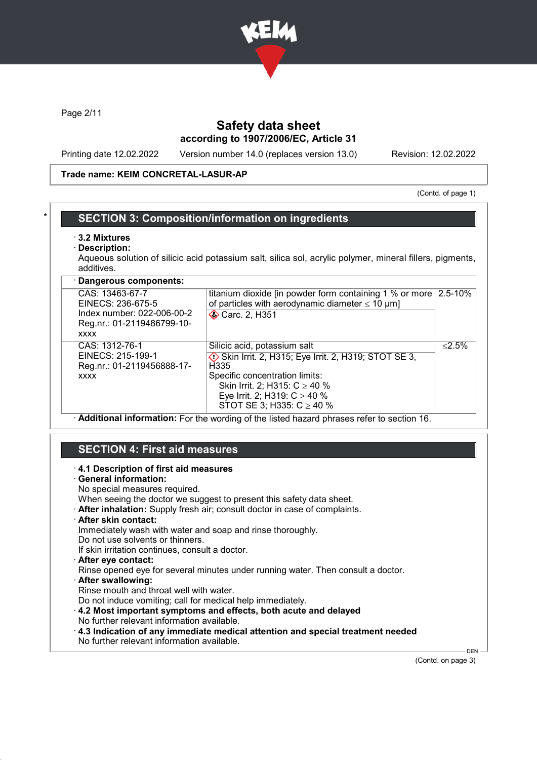Trade name: KEIM CONCRETAL-LASUR-AP

(Contd. of page 1)

## SECTION 3: Composition/information on ingredients

· **3.2 Mixtures**
· **Description:**
Aqueous solution of silicic acid potassium salt, silica sol, acrylic polymer, mineral fillers, pigments, additives.

· **Dangerous components:**

| | | |
|---|---|---|
| CAS: 13463-67-7<br>EINECS: 236-675-5<br>Index number: 022-006-00-2<br>Reg.nr.: 01-2119486799-10-xxxx | titanium dioxide [in powder form containing 1 % or more of particles with aerodynamic diameter ≤ 10 μm]<br>Carc. 2, H351 | 2.5-10% |
| CAS: 1312-76-1<br>EINECS: 215-199-1<br>Reg.nr.: 01-2119456888-17-xxxx | Silicic acid, potassium salt<br>Skin Irrit. 2, H315; Eye Irrit. 2, H319; STOT SE 3, H335<br>Specific concentration limits:<br>Skin Irrit. 2; H315: C ≥ 40 %<br>Eye Irrit. 2; H319: C ≥ 40 %<br>STOT SE 3; H335: C ≥ 40 % | ≤2.5% |

· **Additional information:** For the wording of the listed hazard phrases refer to section 16.

## SECTION 4: First aid measures

· **4.1 Description of first aid measures**
· **General information:**
No special measures required.
When seeing the doctor we suggest to present this safety data sheet.
· **After inhalation:** Supply fresh air; consult doctor in case of complaints.
· **After skin contact:**
Immediately wash with water and soap and rinse thoroughly.
Do not use solvents or thinners.
If skin irritation continues, consult a doctor.
· **After eye contact:**
Rinse opened eye for several minutes under running water. Then consult a doctor.
· **After swallowing:**
Rinse mouth and throat well with water.
Do not induce vomiting; call for medical help immediately.
· **4.2 Most important symptoms and effects, both acute and delayed**
No further relevant information available.
· **4.3 Indication of any immediate medical attention and special treatment needed**
No further relevant information available.

(Contd. on page 3)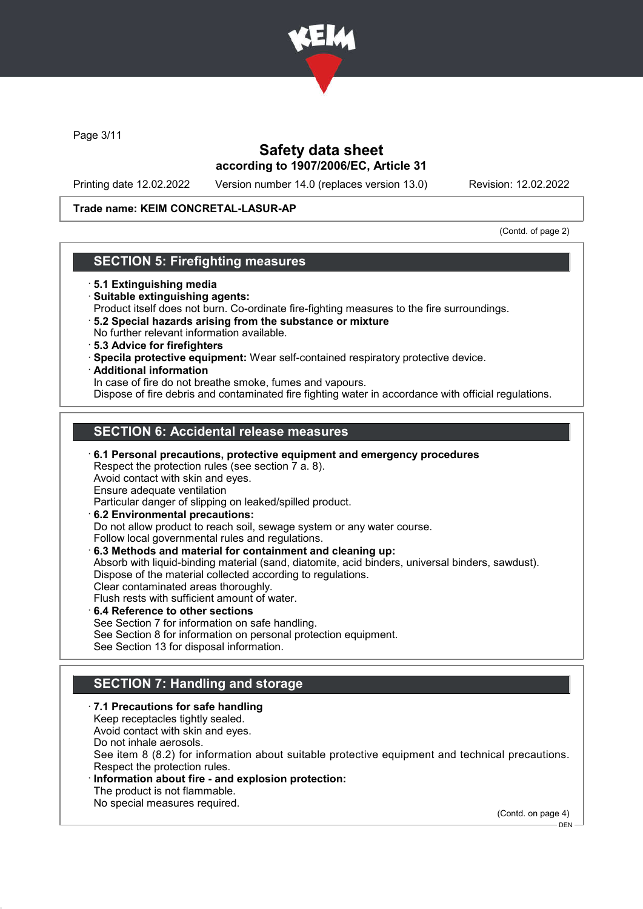Trade name: KEIM CONCRETAL-LASUR-AP

(Contd. of page 2)

## SECTION 5: Firefighting measures

- **5.1 Extinguishing media**
- **Suitable extinguishing agents:**
  Product itself does not burn. Co-ordinate fire-fighting measures to the fire surroundings.
- **5.2 Special hazards arising from the substance or mixture**
  No further relevant information available.
- **5.3 Advice for firefighters**
- **Specila protective equipment:** Wear self-contained respiratory protective device.
- **Additional information**
  In case of fire do not breathe smoke, fumes and vapours.
  Dispose of fire debris and contaminated fire fighting water in accordance with official regulations.

## SECTION 6: Accidental release measures

- **6.1 Personal precautions, protective equipment and emergency procedures**
  Respect the protection rules (see section 7 a. 8).
  Avoid contact with skin and eyes.
  Ensure adequate ventilation
  Particular danger of slipping on leaked/spilled product.
- **6.2 Environmental precautions:**
  Do not allow product to reach soil, sewage system or any water course.
  Follow local governmental rules and regulations.
- **6.3 Methods and material for containment and cleaning up:**
  Absorb with liquid-binding material (sand, diatomite, acid binders, universal binders, sawdust).
  Dispose of the material collected according to regulations.
  Clear contaminated areas thoroughly.
  Flush rests with sufficient amount of water.
- **6.4 Reference to other sections**
  See Section 7 for information on safe handling.
  See Section 8 for information on personal protection equipment.
  See Section 13 for disposal information.

## SECTION 7: Handling and storage

- **7.1 Precautions for safe handling**
  Keep receptacles tightly sealed.
  Avoid contact with skin and eyes.
  Do not inhale aerosols.
  See item 8 (8.2) for information about suitable protective equipment and technical precautions.
  Respect the protection rules.
- **Information about fire - and explosion protection:**
  The product is not flammable.
  No special measures required.

(Contd. on page 4)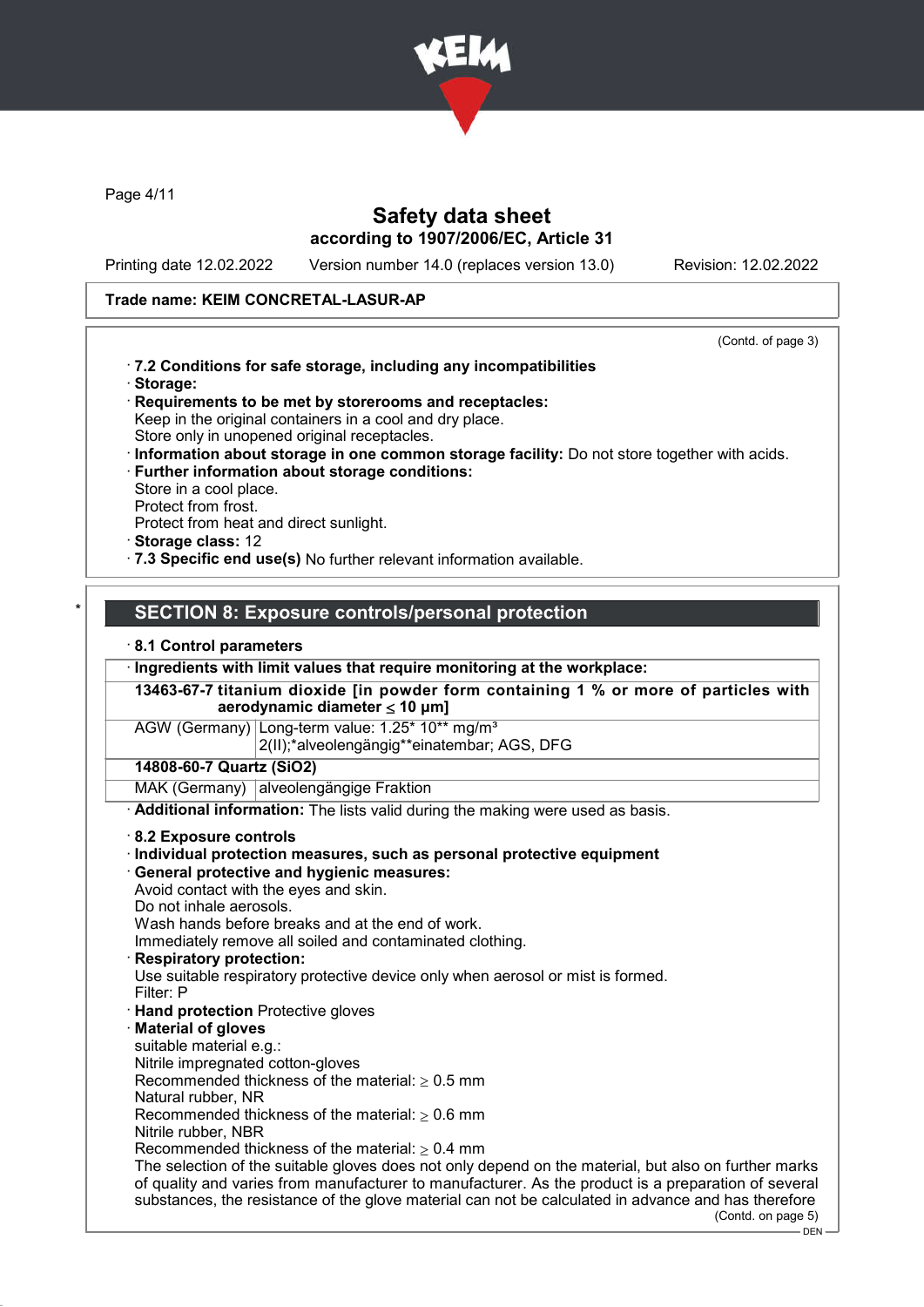(Contd. of page 3)

· **7.2 Conditions for safe storage, including any incompatibilities**

· **Storage:**

· **Requirements to be met by storerooms and receptacles:**
Keep in the original containers in a cool and dry place.
Store only in unopened original receptacles.

· **Information about storage in one common storage facility:** Do not store together with acids.

· **Further information about storage conditions:**
Store in a cool place.
Protect from frost.
Protect from heat and direct sunlight.

· **Storage class:** 12

· **7.3 Specific end use(s)** No further relevant information available.

## SECTION 8: Exposure controls/personal protection

· **8.1 Control parameters**

| · Ingredients with limit values that require monitoring at the workplace: | |
|---|---|
| **13463-67-7 titanium dioxide [in powder form containing 1 % or more of particles with aerodynamic diameter ≤ 10 μm]** | |
| AGW (Germany) | Long-term value: 1.25* 10** mg/m³ 2(II);*alveolengängig**einatembar; AGS, DFG |
| **14808-60-7 Quartz ($SiO_2$)** | |
| MAK (Germany) | alveolengängige Fraktion |

· **Additional information:** The lists valid during the making were used as basis.

· **8.2 Exposure controls**

· **Individual protection measures, such as personal protective equipment**

· **General protective and hygienic measures:**
Avoid contact with the eyes and skin.
Do not inhale aerosols.
Wash hands before breaks and at the end of work.
Immediately remove all soiled and contaminated clothing.

· **Respiratory protection:**
Use suitable respiratory protective device only when aerosol or mist is formed.
Filter: P

· **Hand protection** Protective gloves

· **Material of gloves**
suitable material e.g.:
Nitrile impregnated cotton-gloves
Recommended thickness of the material: ≥ 0.5 mm
Natural rubber, NR
Recommended thickness of the material: ≥ 0.6 mm
Nitrile rubber, NBR
Recommended thickness of the material: ≥ 0.4 mm
The selection of the suitable gloves does not only depend on the material, but also on further marks of quality and varies from manufacturer to manufacturer. As the product is a preparation of several substances, the resistance of the glove material can not be calculated in advance and has therefore

(Contd. on page 5)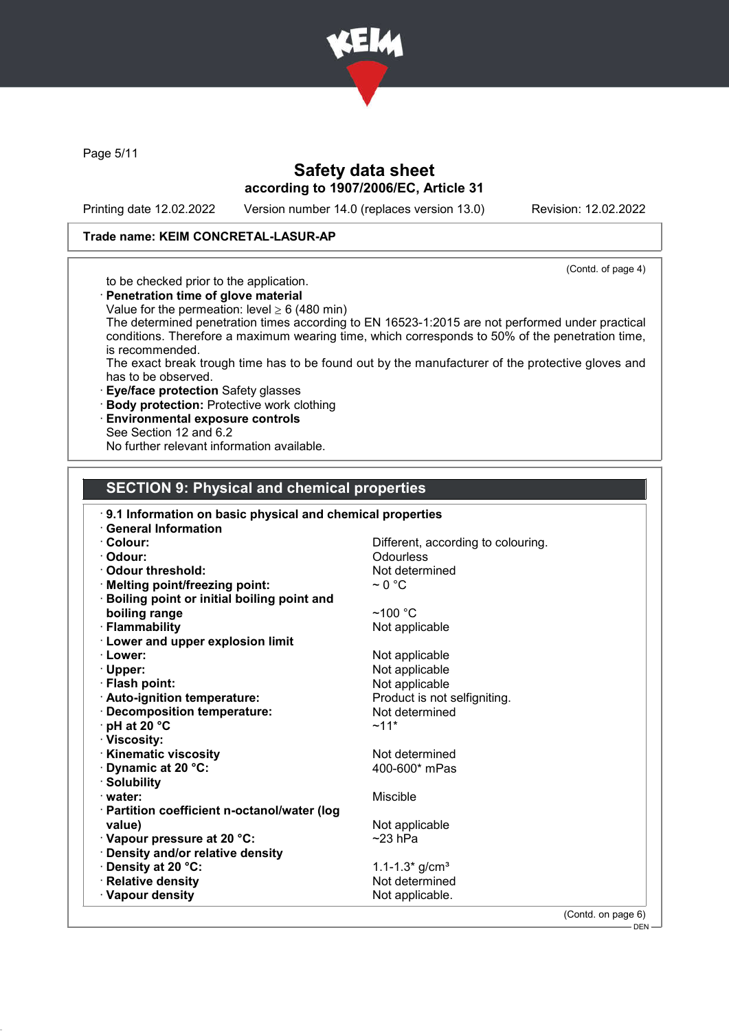(Contd. of page 4)

to be checked prior to the application.

· **Penetration time of glove material**
Value for the permeation: level ≥ 6 (480 min)
The determined penetration times according to EN 16523-1:2015 are not performed under practical conditions. Therefore a maximum wearing time, which corresponds to 50% of the penetration time, is recommended.
The exact break trough time has to be found out by the manufacturer of the protective gloves and has to be observed.

· **Eye/face protection** Safety glasses

· **Body protection:** Protective work clothing

· **Environmental exposure controls**
See Section 12 and 6.2
No further relevant information available.

## SECTION 9: Physical and chemical properties

· **9.1 Information on basic physical and chemical properties**

· **General Information**

| | |
|---|---|
| · **Colour:** | Different, according to colouring. |
| · **Odour:** | Odourless |
| · **Odour threshold:** | Not determined |
| · **Melting point/freezing point:** | ~ 0 °C |
| · **Boiling point or initial boiling point and boiling range** | ~100 °C |
| · **Flammability** | Not applicable |
| · **Lower and upper explosion limit** | |
| · **Lower:** | Not applicable |
| · **Upper:** | Not applicable |
| · **Flash point:** | Not applicable |
| · **Auto-ignition temperature:** | Product is not selfigniting. |
| · **Decomposition temperature:** | Not determined |
| · **pH at 20 °C** | ~11* |
| · **Viscosity:** | |
| · **Kinematic viscosity** | Not determined |
| · **Dynamic at 20 °C:** | 400-600* mPas |
| · **Solubility** | |
| · **water:** | Miscible |
| · **Partition coefficient n-octanol/water (log value)** | Not applicable |
| · **Vapour pressure at 20 °C:** | ~23 hPa |
| · **Density and/or relative density** | |
| · **Density at 20 °C:** | 1.1-1.3* g/cm³ |
| · **Relative density** | Not determined |
| · **Vapour density** | Not applicable. |

(Contd. on page 6)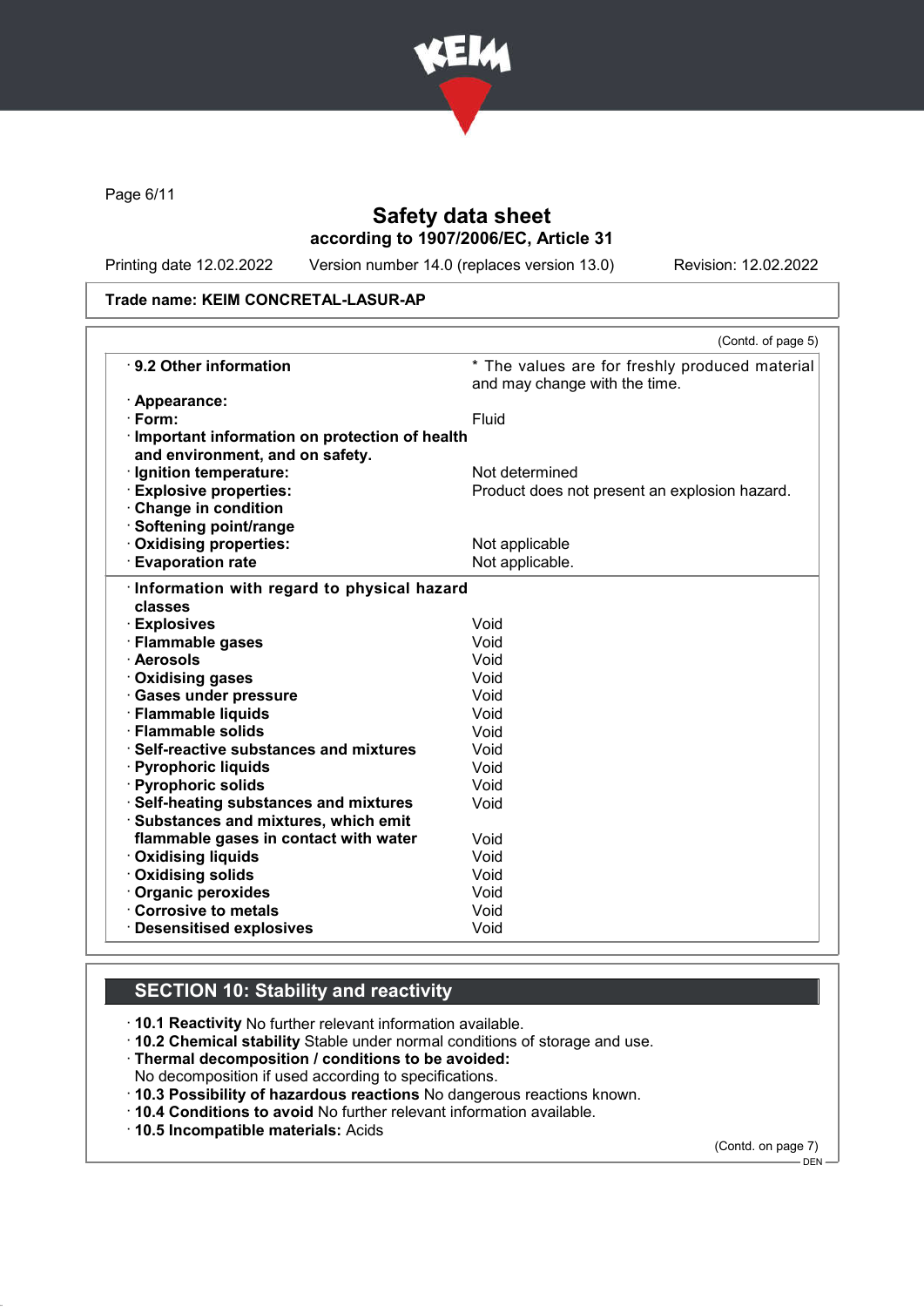Trade name: KEIM CONCRETAL-LASUR-AP

(Contd. of page 5)

| | |
|---|---|
| · **9.2 Other information** | * The values are for freshly produced material and may change with the time. |
| · **Appearance:** | |
| · **Form:** | Fluid |
| · **Important information on protection of health and environment, and on safety.** | |
| · **Ignition temperature:** | Not determined |
| · **Explosive properties:** | Product does not present an explosion hazard. |
| · **Change in condition** | |
| · **Softening point/range** | |
| · **Oxidising properties:** | Not applicable |
| · **Evaporation rate** | Not applicable. |

| | |
|---|---|
| · **Information with regard to physical hazard classes** | |
| · **Explosives** | Void |
| · **Flammable gases** | Void |
| · **Aerosols** | Void |
| · **Oxidising gases** | Void |
| · **Gases under pressure** | Void |
| · **Flammable liquids** | Void |
| · **Flammable solids** | Void |
| · **Self-reactive substances and mixtures** | Void |
| · **Pyrophoric liquids** | Void |
| · **Pyrophoric solids** | Void |
| · **Self-heating substances and mixtures** | Void |
| · **Substances and mixtures, which emit flammable gases in contact with water** | Void |
| · **Oxidising liquids** | Void |
| · **Oxidising solids** | Void |
| · **Organic peroxides** | Void |
| · **Corrosive to metals** | Void |
| · **Desensitised explosives** | Void |

## SECTION 10: Stability and reactivity

· **10.1 Reactivity** No further relevant information available.
· **10.2 Chemical stability** Stable under normal conditions of storage and use.
· **Thermal decomposition / conditions to be avoided:**
No decomposition if used according to specifications.
· **10.3 Possibility of hazardous reactions** No dangerous reactions known.
· **10.4 Conditions to avoid** No further relevant information available.
· **10.5 Incompatible materials:** Acids

(Contd. on page 7)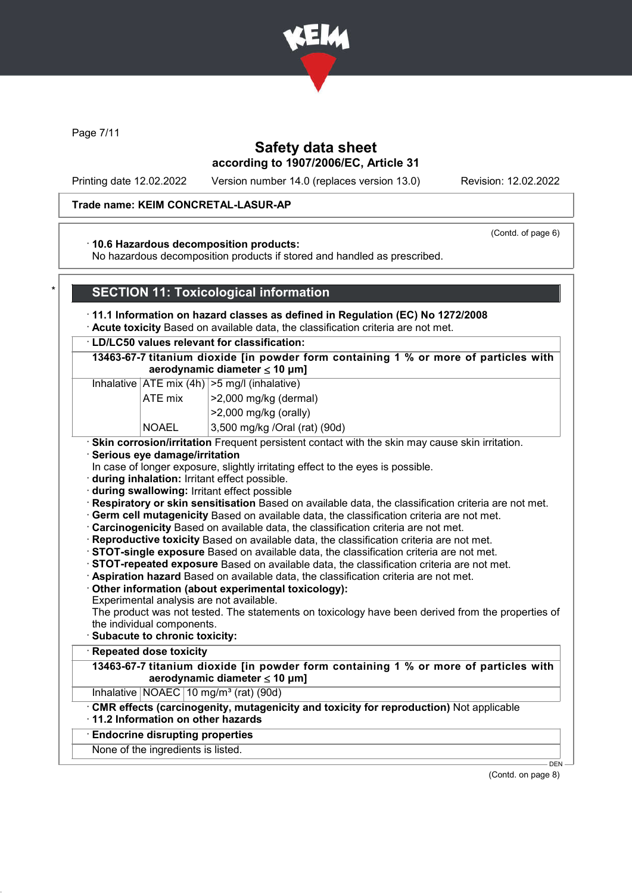Trade name: KEIM CONCRETAL-LASUR-AP

(Contd. of page 6)

· **10.6 Hazardous decomposition products:**
No hazardous decomposition products if stored and handled as prescribed.

## SECTION 11: Toxicological information

· **11.1 Information on hazard classes as defined in Regulation (EC) No 1272/2008**
· **Acute toxicity** Based on available data, the classification criteria are not met.

| · **LD/LC50 values relevant for classification:** | | |
|---|---|---|
| **13463-67-7 titanium dioxide [in powder form containing 1 % or more of particles with aerodynamic diameter ≤ 10 μm]** | | |
| Inhalative | ATE mix (4h) | >5 mg/l (inhalative) |
| | ATE mix | >2,000 mg/kg (dermal) |
| | | >2,000 mg/kg (orally) |
| | NOAEL | 3,500 mg/kg /Oral (rat) (90d) |

· **Skin corrosion/irritation** Frequent persistent contact with the skin may cause skin irritation.
· **Serious eye damage/irritation**
In case of longer exposure, slightly irritating effect to the eyes is possible.
· **during inhalation:** Irritant effect possible.
· **during swallowing:** Irritant effect possible
· **Respiratory or skin sensitisation** Based on available data, the classification criteria are not met.
· **Germ cell mutagenicity** Based on available data, the classification criteria are not met.
· **Carcinogenicity** Based on available data, the classification criteria are not met.
· **Reproductive toxicity** Based on available data, the classification criteria are not met.
· **STOT-single exposure** Based on available data, the classification criteria are not met.
· **STOT-repeated exposure** Based on available data, the classification criteria are not met.
· **Aspiration hazard** Based on available data, the classification criteria are not met.
· **Other information (about experimental toxicology):**
Experimental analysis are not available.
The product was not tested. The statements on toxicology have been derived from the properties of the individual components.
· **Subacute to chronic toxicity:**

| · **Repeated dose toxicity** | | |
|---|---|---|
| **13463-67-7 titanium dioxide [in powder form containing 1 % or more of particles with aerodynamic diameter ≤ 10 μm]** | | |
| Inhalative | NOAEC | 10 mg/m³ (rat) (90d) |

· **CMR effects (carcinogenity, mutagenicity and toxicity for reproduction)** Not applicable
· **11.2 Information on other hazards**

| · **Endocrine disrupting properties** |
|---|
| None of the ingredients is listed. |

(Contd. on page 8)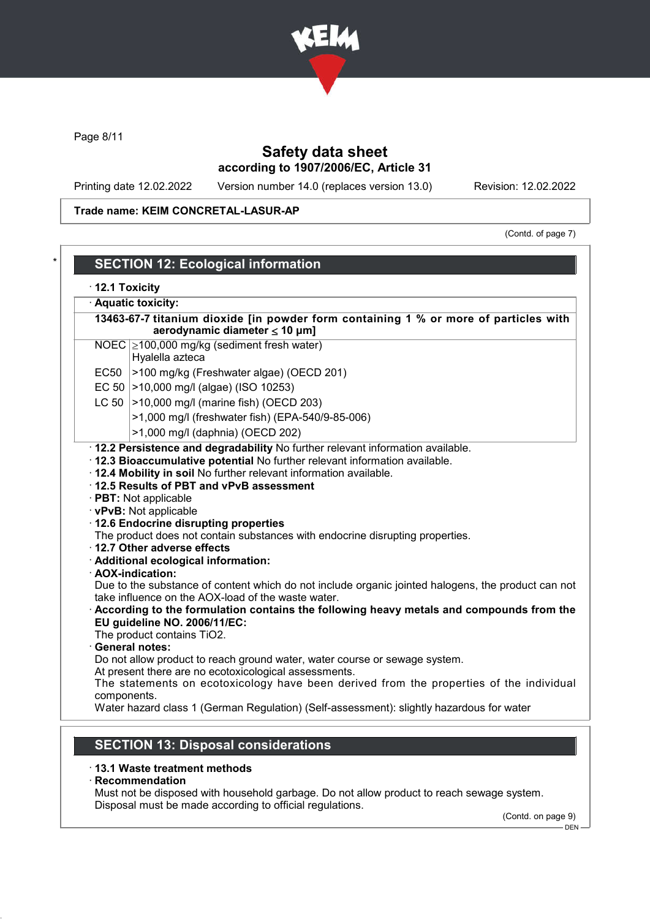Page 8/11

# Safety data sheet

## according to 1907/2006/EC, Article 31

Printing date 12.02.2022 Version number 14.0 (replaces version 13.0) Revision: 12.02.2022

**Trade name: KEIM CONCRETAL-LASUR-AP**

(Contd. of page 7)

## SECTION 12: Ecological information

· **12.1 Toxicity**

· **Aquatic toxicity:**

| **13463-67-7 titanium dioxide [in powder form containing 1 % or more of particles with aerodynamic diameter ≤ 10 μm]** | |
|---|---|
| NOEC | ≥100,000 mg/kg (sediment fresh water) Hyalella azteca |
| EC50 | >100 mg/kg (Freshwater algae) (OECD 201) |
| EC 50 | >10,000 mg/l (algae) (ISO 10253) |
| LC 50 | >10,000 mg/l (marine fish) (OECD 203) |
| | >1,000 mg/l (freshwater fish) (EPA-540/9-85-006) |
| | >1,000 mg/l (daphnia) (OECD 202) |

· **12.2 Persistence and degradability** No further relevant information available.
· **12.3 Bioaccumulative potential** No further relevant information available.
· **12.4 Mobility in soil** No further relevant information available.
· **12.5 Results of PBT and vPvB assessment**
· **PBT:** Not applicable
· **vPvB:** Not applicable
· **12.6 Endocrine disrupting properties**
The product does not contain substances with endocrine disrupting properties.
· **12.7 Other adverse effects**
· **Additional ecological information:**
· **AOX-indication:**
Due to the substance of content which do not include organic jointed halogens, the product can not take influence on the AOX-load of the waste water.
· **According to the formulation contains the following heavy metals and compounds from the EU guideline NO. 2006/11/EC:**
The product contains $TiO_2$.
· **General notes:**
Do not allow product to reach ground water, water course or sewage system.
At present there are no ecotoxicological assessments.
The statements on ecotoxicology have been derived from the properties of the individual components.
Water hazard class 1 (German Regulation) (Self-assessment): slightly hazardous for water

## SECTION 13: Disposal considerations

· **13.1 Waste treatment methods**
· **Recommendation**
Must not be disposed with household garbage. Do not allow product to reach sewage system.
Disposal must be made according to official regulations.

(Contd. on page 9)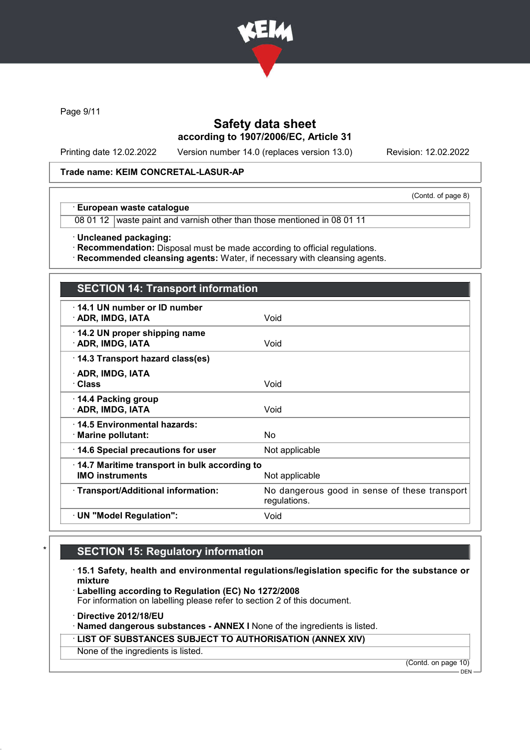**Trade name: KEIM CONCRETAL-LASUR-AP**

(Contd. of page 8)

| · European waste catalogue | |
|---|---|
| 08 01 12 | waste paint and varnish other than those mentioned in 08 01 11 |

· **Uncleaned packaging:**
· **Recommendation:** Disposal must be made according to official regulations.
· **Recommended cleansing agents:** Water, if necessary with cleansing agents.

## SECTION 14: Transport information

| | |
|---|---|
| · **14.1 UN number or ID number**<br>· **ADR, IMDG, IATA** | Void |
| · **14.2 UN proper shipping name**<br>· **ADR, IMDG, IATA** | Void |
| · **14.3 Transport hazard class(es)**<br>· **ADR, IMDG, IATA**<br>· **Class** | Void |
| · **14.4 Packing group**<br>· **ADR, IMDG, IATA** | Void |
| · **14.5 Environmental hazards:**<br>· **Marine pollutant:** | No |
| · **14.6 Special precautions for user** | Not applicable |
| · **14.7 Maritime transport in bulk according to IMO instruments** | Not applicable |
| · **Transport/Additional information:** | No dangerous good in sense of these transport regulations. |
| · **UN "Model Regulation":** | Void |

## SECTION 15: Regulatory information

· **15.1 Safety, health and environmental regulations/legislation specific for the substance or mixture**
· **Labelling according to Regulation (EC) No 1272/2008**
For information on labelling please refer to section 2 of this document.

· **Directive 2012/18/EU**
· **Named dangerous substances - ANNEX I** None of the ingredients is listed.

| · LIST OF SUBSTANCES SUBJECT TO AUTHORISATION (ANNEX XIV) |
|---|
| None of the ingredients is listed. |

(Contd. on page 10)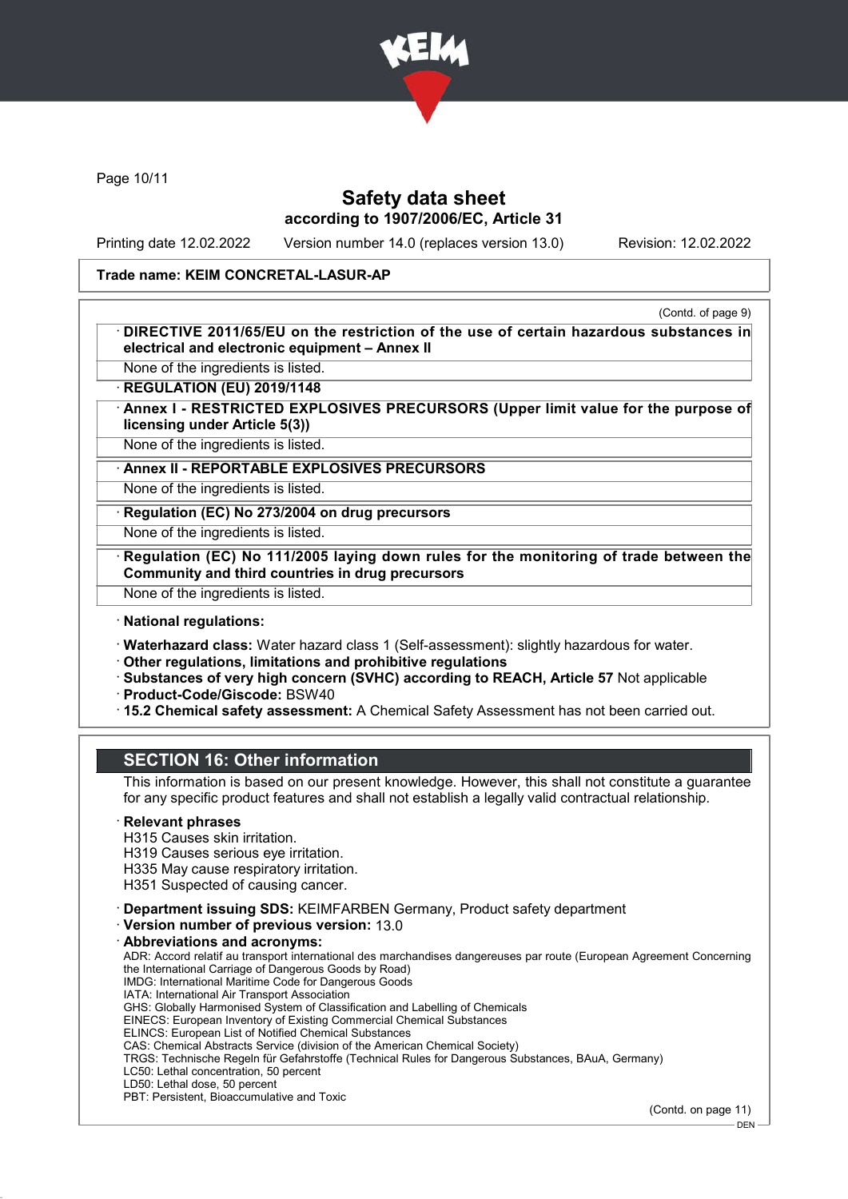**Trade name: KEIM CONCRETAL-LASUR-AP**

(Contd. of page 9)

· **DIRECTIVE 2011/65/EU on the restriction of the use of certain hazardous substances in electrical and electronic equipment – Annex II**

None of the ingredients is listed.

· **REGULATION (EU) 2019/1148**

· **Annex I - RESTRICTED EXPLOSIVES PRECURSORS (Upper limit value for the purpose of licensing under Article 5(3))**

None of the ingredients is listed.

· **Annex II - REPORTABLE EXPLOSIVES PRECURSORS**

None of the ingredients is listed.

· **Regulation (EC) No 273/2004 on drug precursors**

None of the ingredients is listed.

· **Regulation (EC) No 111/2005 laying down rules for the monitoring of trade between the Community and third countries in drug precursors**

None of the ingredients is listed.

· **National regulations:**

· **Waterhazard class:** Water hazard class 1 (Self-assessment): slightly hazardous for water.
· **Other regulations, limitations and prohibitive regulations**
· **Substances of very high concern (SVHC) according to REACH, Article 57** Not applicable
· **Product-Code/Giscode:** BSW40
· **15.2 Chemical safety assessment:** A Chemical Safety Assessment has not been carried out.

## SECTION 16: Other information

This information is based on our present knowledge. However, this shall not constitute a guarantee for any specific product features and shall not establish a legally valid contractual relationship.

· **Relevant phrases**
H315 Causes skin irritation.
H319 Causes serious eye irritation.
H335 May cause respiratory irritation.
H351 Suspected of causing cancer.

· **Department issuing SDS:** KEIMFARBEN Germany, Product safety department
· **Version number of previous version:** 13.0
· **Abbreviations and acronyms:**
ADR: Accord relatif au transport international des marchandises dangereuses par route (European Agreement Concerning the International Carriage of Dangerous Goods by Road)
IMDG: International Maritime Code for Dangerous Goods
IATA: International Air Transport Association
GHS: Globally Harmonised System of Classification and Labelling of Chemicals
EINECS: European Inventory of Existing Commercial Chemical Substances
ELINCS: European List of Notified Chemical Substances
CAS: Chemical Abstracts Service (division of the American Chemical Society)
TRGS: Technische Regeln für Gefahrstoffe (Technical Rules for Dangerous Substances, BAuA, Germany)
LC50: Lethal concentration, 50 percent
LD50: Lethal dose, 50 percent
PBT: Persistent, Bioaccumulative and Toxic

(Contd. on page 11)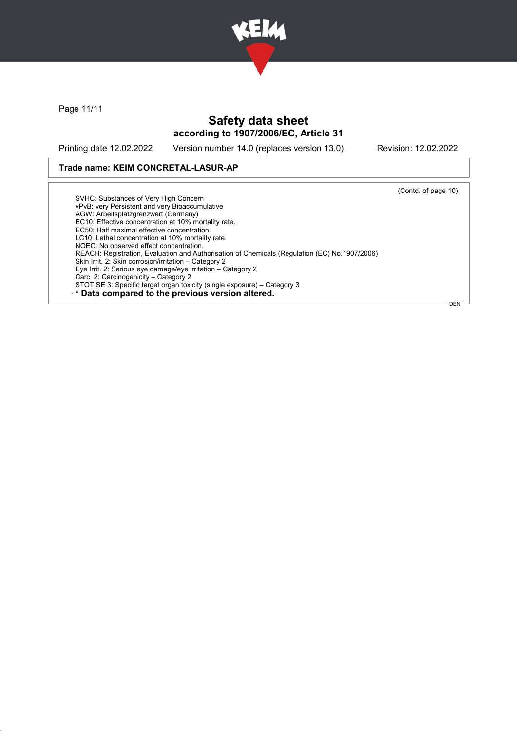# Safety data sheet
## according to 1907/2006/EC, Article 31

Printing date 12.02.2022 Version number 14.0 (replaces version 13.0) Revision: 12.02.2022

**Trade name: KEIM CONCRETAL-LASUR-AP**

(Contd. of page 10)

SVHC: Substances of Very High Concern
vPvB: very Persistent and very Bioaccumulative
AGW: Arbeitsplatzgrenzwert (Germany)
EC10: Effective concentration at 10% mortality rate.
EC50: Half maximal effective concentration.
LC10: Lethal concentration at 10% mortality rate.
NOEC: No observed effect concentration.
REACH: Registration, Evaluation and Authorisation of Chemicals (Regulation (EC) No.1907/2006)
Skin Irrit. 2: Skin corrosion/irritation – Category 2
Eye Irrit. 2: Serious eye damage/eye irritation – Category 2
Carc. 2: Carcinogenicity – Category 2
STOT SE 3: Specific target organ toxicity (single exposure) – Category 3

· **\* Data compared to the previous version altered.**

DEN